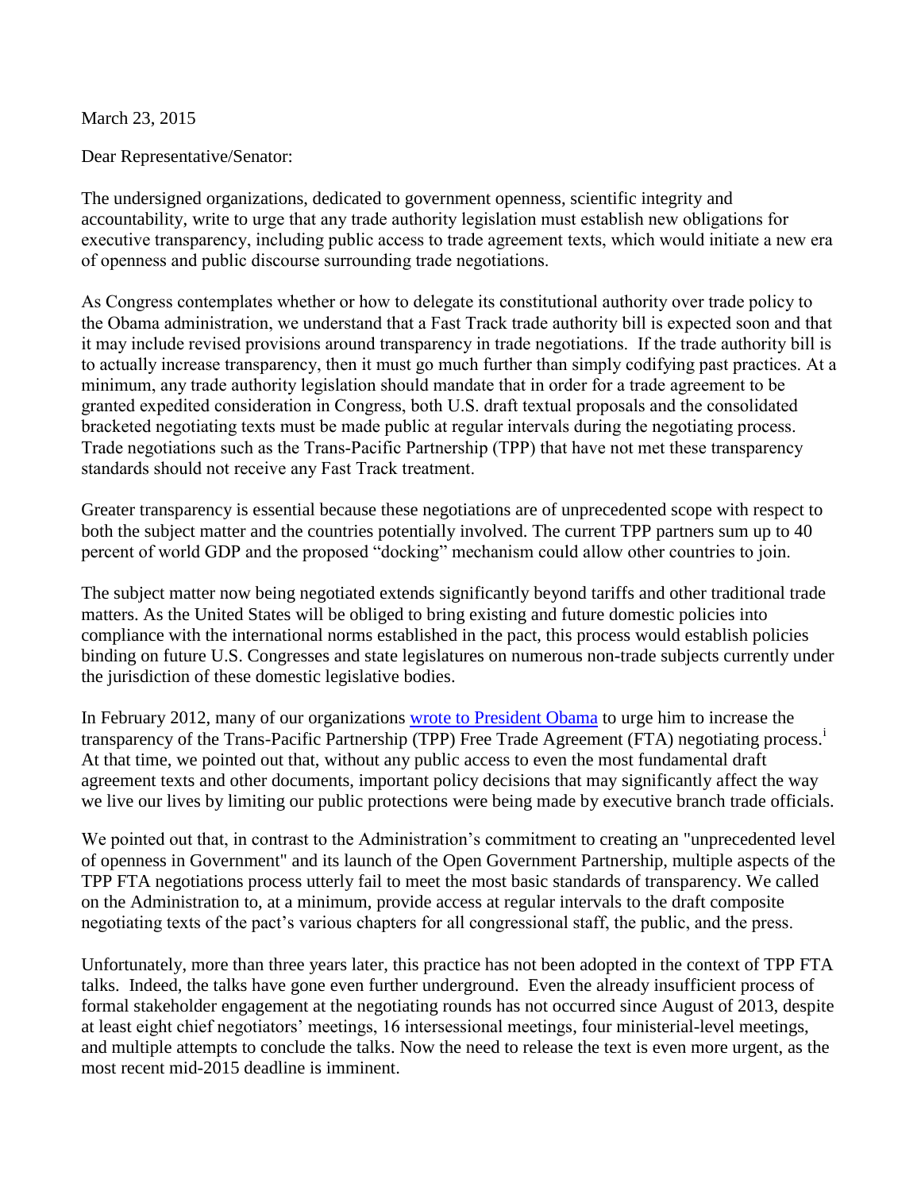March 23, 2015

Dear Representative/Senator:

The undersigned organizations, dedicated to government openness, scientific integrity and accountability, write to urge that any trade authority legislation must establish new obligations for executive transparency, including public access to trade agreement texts, which would initiate a new era of openness and public discourse surrounding trade negotiations.

As Congress contemplates whether or how to delegate its constitutional authority over trade policy to the Obama administration, we understand that a Fast Track trade authority bill is expected soon and that it may include revised provisions around transparency in trade negotiations. If the trade authority bill is to actually increase transparency, then it must go much further than simply codifying past practices. At a minimum, any trade authority legislation should mandate that in order for a trade agreement to be granted expedited consideration in Congress, both U.S. draft textual proposals and the consolidated bracketed negotiating texts must be made public at regular intervals during the negotiating process. Trade negotiations such as the Trans-Pacific Partnership (TPP) that have not met these transparency standards should not receive any Fast Track treatment.

Greater transparency is essential because these negotiations are of unprecedented scope with respect to both the subject matter and the countries potentially involved. The current TPP partners sum up to 40 percent of world GDP and the proposed "docking" mechanism could allow other countries to join.

The subject matter now being negotiated extends significantly beyond tariffs and other traditional trade matters. As the United States will be obliged to bring existing and future domestic policies into compliance with the international norms established in the pact, this process would establish policies binding on future U.S. Congresses and state legislatures on numerous non-trade subjects currently under the jurisdiction of these domestic legislative bodies.

In February 2012, many of our organizations wrote to President Obama to urge him to increase the transparency of the Trans-Pacific Partnership (TPP) Free Trade Agreement (FTA) negotiating process.[i] At that time, we pointed out that, without any public access to even the most fundamental draft agreement texts and other documents, important policy decisions that may significantly affect the way we live our lives by limiting our public protections were being made by executive branch trade officials.

We pointed out that, in contrast to the Administration's commitment to creating an "unprecedented level of openness in Government" and its launch of the Open Government Partnership, multiple aspects of the TPP FTA negotiations process utterly fail to meet the most basic standards of transparency. We called on the Administration to, at a minimum, provide access at regular intervals to the draft composite negotiating texts of the pact's various chapters for all congressional staff, the public, and the press.

Unfortunately, more than three years later, this practice has not been adopted in the context of TPP FTA talks. Indeed, the talks have gone even further underground. Even the already insufficient process of formal stakeholder engagement at the negotiating rounds has not occurred since August of 2013, despite at least eight chief negotiators' meetings, 16 intersessional meetings, four ministerial-level meetings, and multiple attempts to conclude the talks. Now the need to release the text is even more urgent, as the most recent mid-2015 deadline is imminent.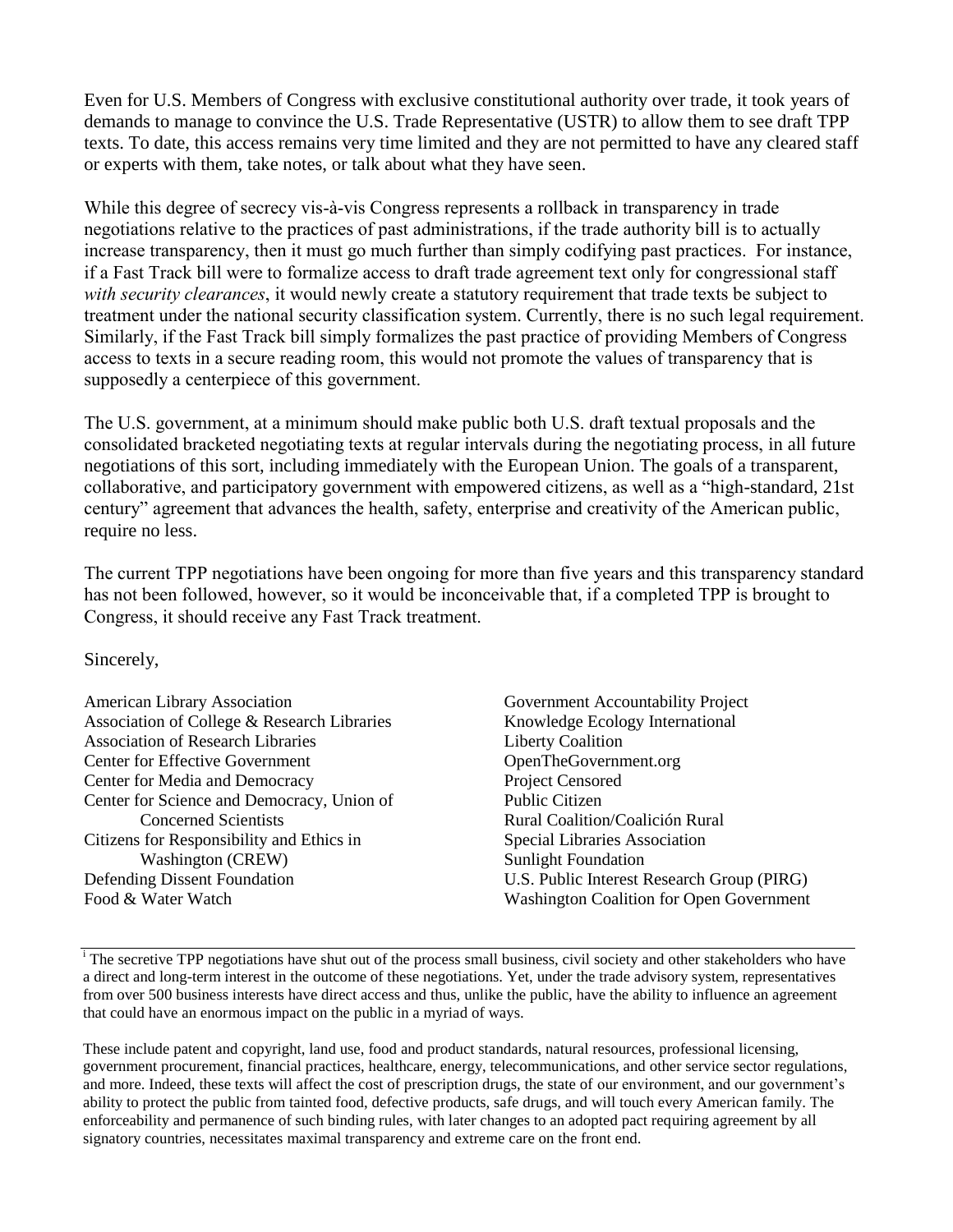Even for U.S. Members of Congress with exclusive constitutional authority over trade, it took years of demands to manage to convince the U.S. Trade Representative (USTR) to allow them to see draft TPP texts. To date, this access remains very time limited and they are not permitted to have any cleared staff or experts with them, take notes, or talk about what they have seen.

While this degree of secrecy vis-à-vis Congress represents a rollback in transparency in trade negotiations relative to the practices of past administrations, if the trade authority bill is to actually increase transparency, then it must go much further than simply codifying past practices. For instance, if a Fast Track bill were to formalize access to draft trade agreement text only for congressional staff *with security clearances*, it would newly create a statutory requirement that trade texts be subject to treatment under the national security classification system. Currently, there is no such legal requirement. Similarly, if the Fast Track bill simply formalizes the past practice of providing Members of Congress access to texts in a secure reading room, this would not promote the values of transparency that is supposedly a centerpiece of this government.

The U.S. government, at a minimum should make public both U.S. draft textual proposals and the consolidated bracketed negotiating texts at regular intervals during the negotiating process, in all future negotiations of this sort, including immediately with the European Union. The goals of a transparent, collaborative, and participatory government with empowered citizens, as well as a "high-standard, 21st century" agreement that advances the health, safety, enterprise and creativity of the American public, require no less.

The current TPP negotiations have been ongoing for more than five years and this transparency standard has not been followed, however, so it would be inconceivable that, if a completed TPP is brought to Congress, it should receive any Fast Track treatment.

Sincerely,

American Library Association
Association of College & Research Libraries
Association of Research Libraries
Center for Effective Government
Center for Media and Democracy
Center for Science and Democracy, Union of Concerned Scientists
Citizens for Responsibility and Ethics in Washington (CREW)
Defending Dissent Foundation
Food & Water Watch
Government Accountability Project
Knowledge Ecology International
Liberty Coalition
OpenTheGovernment.org
Project Censored
Public Citizen
Rural Coalition/Coalición Rural
Special Libraries Association
Sunlight Foundation
U.S. Public Interest Research Group (PIRG)
Washington Coalition for Open Government

---

[i] The secretive TPP negotiations have shut out of the process small business, civil society and other stakeholders who have a direct and long-term interest in the outcome of these negotiations. Yet, under the trade advisory system, representatives from over 500 business interests have direct access and thus, unlike the public, have the ability to influence an agreement that could have an enormous impact on the public in a myriad of ways.

These include patent and copyright, land use, food and product standards, natural resources, professional licensing, government procurement, financial practices, healthcare, energy, telecommunications, and other service sector regulations, and more. Indeed, these texts will affect the cost of prescription drugs, the state of our environment, and our government's ability to protect the public from tainted food, defective products, safe drugs, and will touch every American family. The enforceability and permanence of such binding rules, with later changes to an adopted pact requiring agreement by all signatory countries, necessitates maximal transparency and extreme care on the front end.